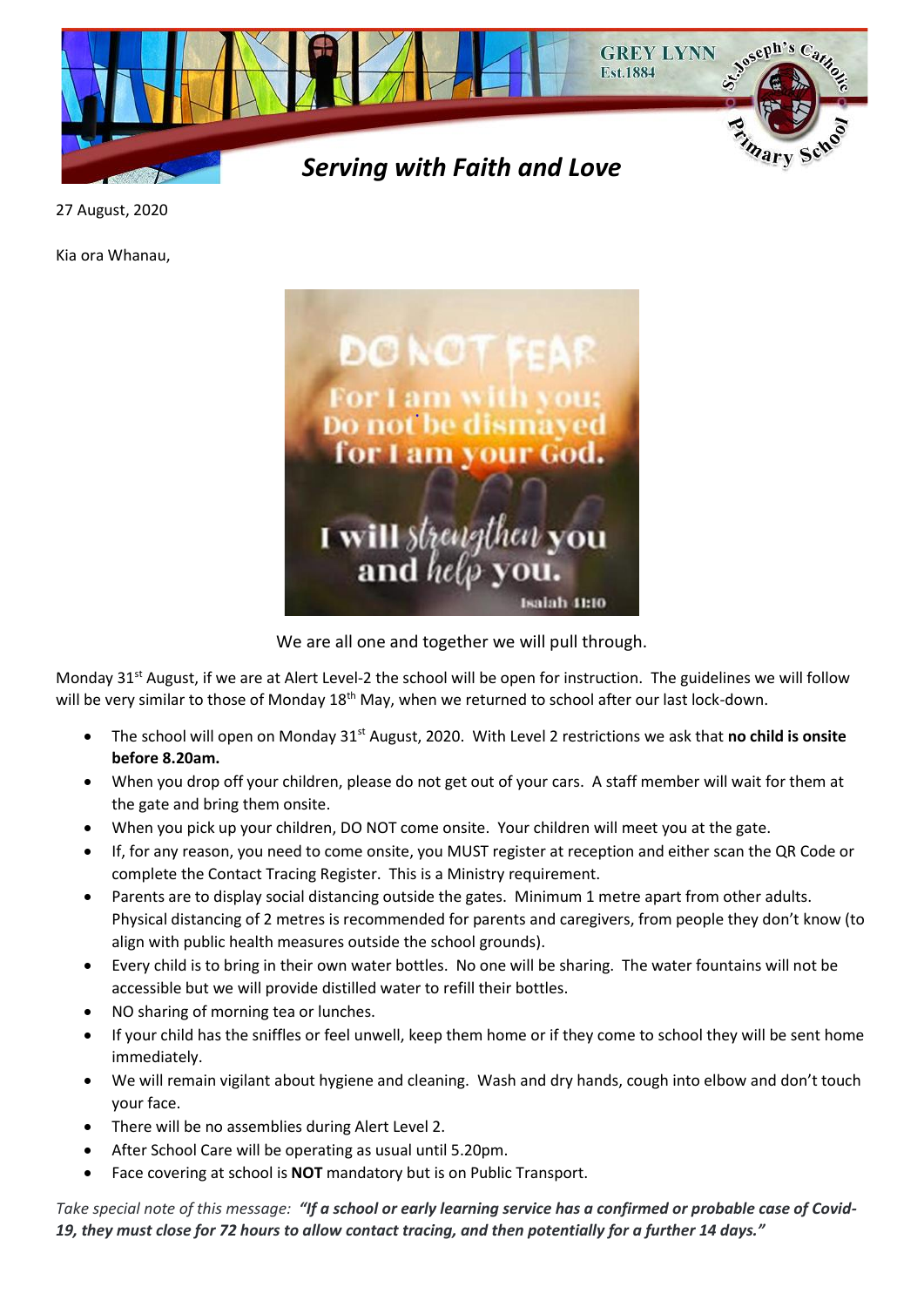GREY LYNN
Est.1884

St.Joseph's Catholic Primary School

*Serving with Faith and Love*

27 August, 2020

Kia ora Whanau,

DO NOT FEAR
For I am with you;
Do not be dismayed
for I am your God.

I will strengthen you
and help you.

Isaiah 41:10

We are all one and together we will pull through.

Monday 31st August, if we are at Alert Level-2 the school will be open for instruction. The guidelines we will follow will be very similar to those of Monday 18th May, when we returned to school after our last lock-down.

- The school will open on Monday 31st August, 2020. With Level 2 restrictions we ask that **no child is onsite before 8.20am.**
- When you drop off your children, please do not get out of your cars. A staff member will wait for them at the gate and bring them onsite.
- When you pick up your children, DO NOT come onsite. Your children will meet you at the gate.
- If, for any reason, you need to come onsite, you MUST register at reception and either scan the QR Code or complete the Contact Tracing Register. This is a Ministry requirement.
- Parents are to display social distancing outside the gates. Minimum 1 metre apart from other adults. Physical distancing of 2 metres is recommended for parents and caregivers, from people they don't know (to align with public health measures outside the school grounds).
- Every child is to bring in their own water bottles. No one will be sharing. The water fountains will not be accessible but we will provide distilled water to refill their bottles.
- NO sharing of morning tea or lunches.
- If your child has the sniffles or feel unwell, keep them home or if they come to school they will be sent home immediately.
- We will remain vigilant about hygiene and cleaning. Wash and dry hands, cough into elbow and don't touch your face.
- There will be no assemblies during Alert Level 2.
- After School Care will be operating as usual until 5.20pm.
- Face covering at school is **NOT** mandatory but is on Public Transport.

*Take special note of this message:* ***"If a school or early learning service has a confirmed or probable case of Covid-19, they must close for 72 hours to allow contact tracing, and then potentially for a further 14 days."***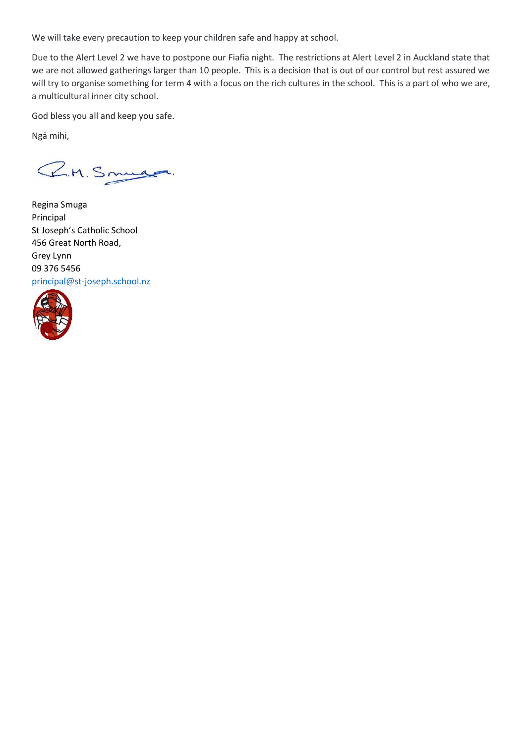We will take every precaution to keep your children safe and happy at school.

Due to the Alert Level 2 we have to postpone our Fiafia night. The restrictions at Alert Level 2 in Auckland state that we are not allowed gatherings larger than 10 people. This is a decision that is out of our control but rest assured we will try to organise something for term 4 with a focus on the rich cultures in the school. This is a part of who we are, a multicultural inner city school.

God bless you all and keep you safe.

Ngā mihi,

Regina Smuga
Principal
St Joseph's Catholic School
456 Great North Road,
Grey Lynn
09 376 5456
principal@st-joseph.school.nz